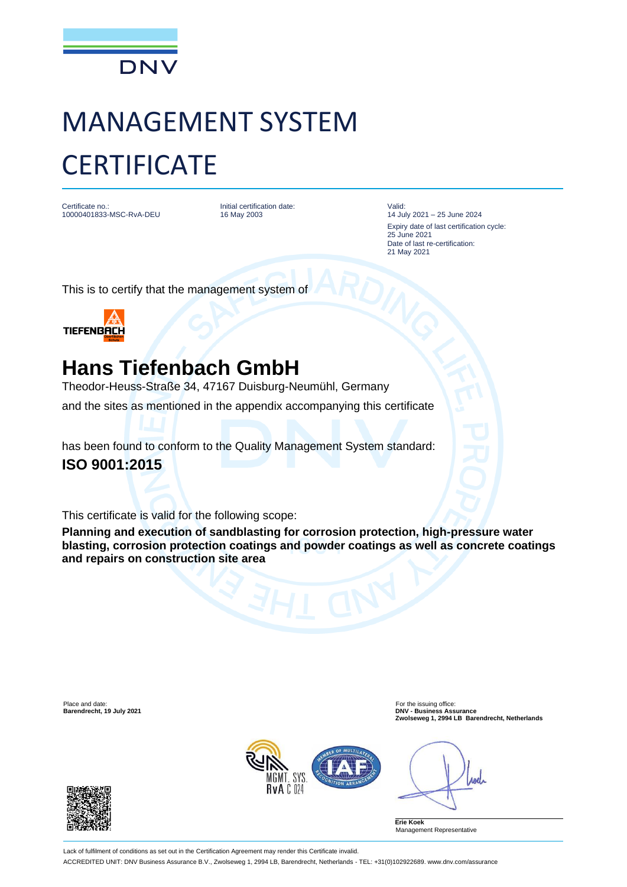DNV

# MANAGEMENT SYSTEM CERTIFICATE

Certificate no.:
10000401833-MSC-RvA-DEU

Initial certification date:
16 May 2003

Valid:
14 July 2021 – 25 June 2024

Expiry date of last certification cycle:
25 June 2021

Date of last re-certification:
21 May 2021

This is to certify that the management system of

TIEFENBACH

## Hans Tiefenbach GmbH

Theodor-Heuss-Straße 34, 47167 Duisburg-Neumühl, Germany

and the sites as mentioned in the appendix accompanying this certificate

has been found to conform to the Quality Management System standard:

**ISO 9001:2015**

This certificate is valid for the following scope:

**Planning and execution of sandblasting for corrosion protection, high-pressure water blasting, corrosion protection coatings and powder coatings as well as concrete coatings and repairs on construction site area**

Place and date:
**Barendrecht, 19 July 2021**

For the issuing office:
**DNV - Business Assurance**
**Zwolseweg 1, 2994 LB Barendrecht, Netherlands**

MGMT. SYS.
RvA C 024

**Erie Koek**
Management Representative

Lack of fulfilment of conditions as set out in the Certification Agreement may render this Certificate invalid.

ACCREDITED UNIT: DNV Business Assurance B.V., Zwolseweg 1, 2994 LB, Barendrecht, Netherlands - TEL: +31(0)102922689. www.dnv.com/assurance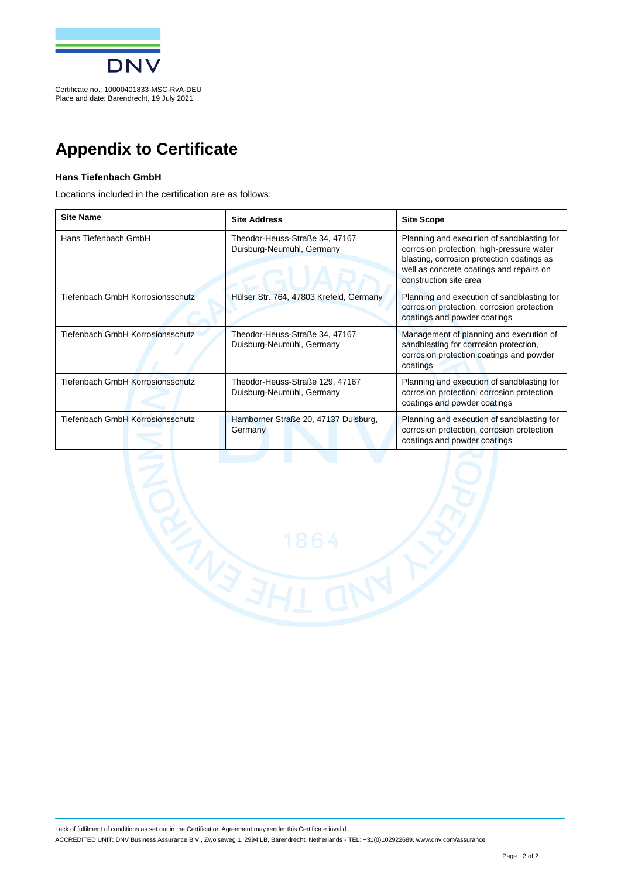Certificate no.: 10000401833-MSC-RvA-DEU
Place and date: Barendrecht, 19 July 2021

# Appendix to Certificate

#### Hans Tiefenbach GmbH

Locations included in the certification are as follows:

| Site Name | Site Address | Site Scope |
|---|---|---|
| Hans Tiefenbach GmbH | Theodor-Heuss-Straße 34, 47167 Duisburg-Neumühl, Germany | Planning and execution of sandblasting for corrosion protection, high-pressure water blasting, corrosion protection coatings as well as concrete coatings and repairs on construction site area |
| Tiefenbach GmbH Korrosionsschutz | Hülser Str. 764, 47803 Krefeld, Germany | Planning and execution of sandblasting for corrosion protection, corrosion protection coatings and powder coatings |
| Tiefenbach GmbH Korrosionsschutz | Theodor-Heuss-Straße 34, 47167 Duisburg-Neumühl, Germany | Management of planning and execution of sandblasting for corrosion protection, corrosion protection coatings and powder coatings |
| Tiefenbach GmbH Korrosionsschutz | Theodor-Heuss-Straße 129, 47167 Duisburg-Neumühl, Germany | Planning and execution of sandblasting for corrosion protection, corrosion protection coatings and powder coatings |
| Tiefenbach GmbH Korrosionsschutz | Hamborner Straße 20, 47137 Duisburg, Germany | Planning and execution of sandblasting for corrosion protection, corrosion protection coatings and powder coatings |

Lack of fulfilment of conditions as set out in the Certification Agreement may render this Certificate invalid.

ACCREDITED UNIT: DNV Business Assurance B.V., Zwolseweg 1, 2994 LB, Barendrecht, Netherlands - TEL: +31(0)102922689. www.dnv.com/assurance